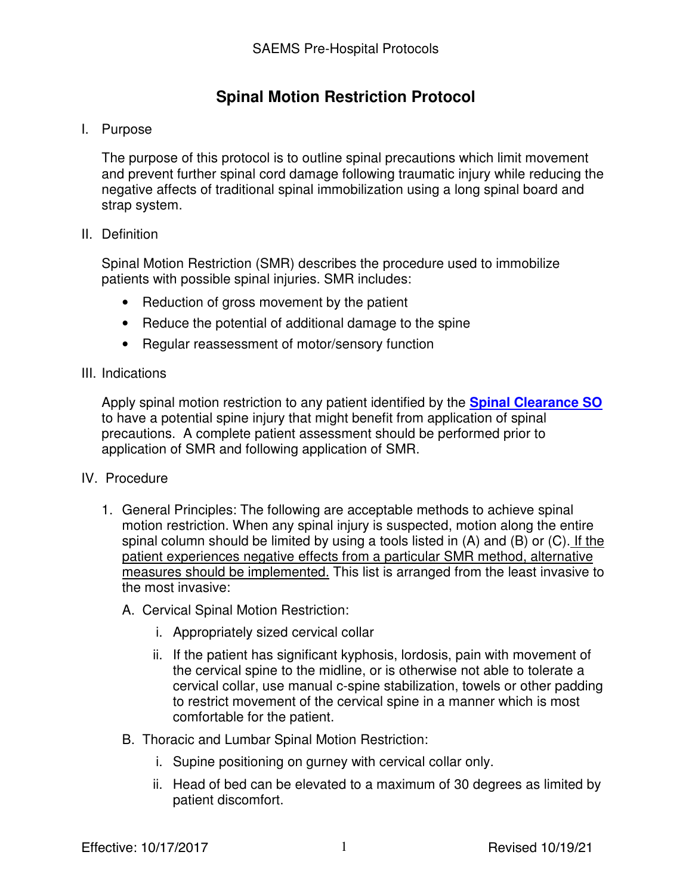# Spinal Motion Restriction Protocol

I. Purpose

The purpose of this protocol is to outline spinal precautions which limit movement and prevent further spinal cord damage following traumatic injury while reducing the negative affects of traditional spinal immobilization using a long spinal board and strap system.

II. Definition

Spinal Motion Restriction (SMR) describes the procedure used to immobilize patients with possible spinal injuries. SMR includes:

- Reduction of gross movement by the patient
- Reduce the potential of additional damage to the spine
- Regular reassessment of motor/sensory function

III. Indications

Apply spinal motion restriction to any patient identified by the **Spinal Clearance SO** to have a potential spine injury that might benefit from application of spinal precautions. A complete patient assessment should be performed prior to application of SMR and following application of SMR.

IV. Procedure

1. General Principles: The following are acceptable methods to achieve spinal motion restriction. When any spinal injury is suspected, motion along the entire spinal column should be limited by using a tools listed in (A) and (B) or (C). <u>If the patient experiences negative effects from a particular SMR method, alternative measures should be implemented.</u> This list is arranged from the least invasive to the most invasive:

   A. Cervical Spinal Motion Restriction:

      i. Appropriately sized cervical collar

      ii. If the patient has significant kyphosis, lordosis, pain with movement of the cervical spine to the midline, or is otherwise not able to tolerate a cervical collar, use manual c-spine stabilization, towels or other padding to restrict movement of the cervical spine in a manner which is most comfortable for the patient.

   B. Thoracic and Lumbar Spinal Motion Restriction:

      i. Supine positioning on gurney with cervical collar only.

      ii. Head of bed can be elevated to a maximum of 30 degrees as limited by patient discomfort.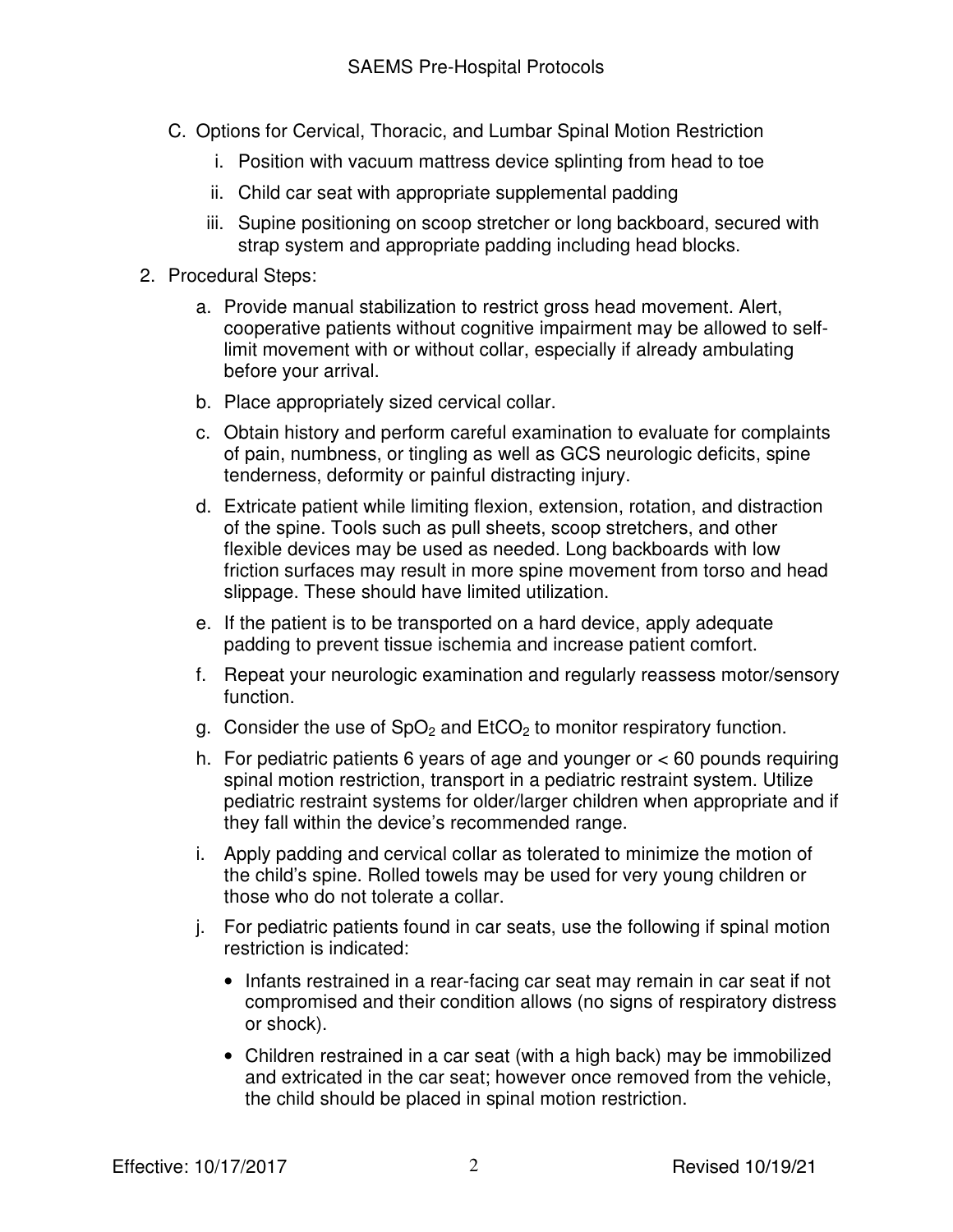C. Options for Cervical, Thoracic, and Lumbar Spinal Motion Restriction

   i. Position with vacuum mattress device splinting from head to toe

   ii. Child car seat with appropriate supplemental padding

   iii. Supine positioning on scoop stretcher or long backboard, secured with strap system and appropriate padding including head blocks.

2. Procedural Steps:

   a. Provide manual stabilization to restrict gross head movement. Alert, cooperative patients without cognitive impairment may be allowed to self-limit movement with or without collar, especially if already ambulating before your arrival.

   b. Place appropriately sized cervical collar.

   c. Obtain history and perform careful examination to evaluate for complaints of pain, numbness, or tingling as well as GCS neurologic deficits, spine tenderness, deformity or painful distracting injury.

   d. Extricate patient while limiting flexion, extension, rotation, and distraction of the spine. Tools such as pull sheets, scoop stretchers, and other flexible devices may be used as needed. Long backboards with low friction surfaces may result in more spine movement from torso and head slippage. These should have limited utilization.

   e. If the patient is to be transported on a hard device, apply adequate padding to prevent tissue ischemia and increase patient comfort.

   f. Repeat your neurologic examination and regularly reassess motor/sensory function.

   g. Consider the use of $SpO_2$ and $EtCO_2$ to monitor respiratory function.

   h. For pediatric patients 6 years of age and younger or < 60 pounds requiring spinal motion restriction, transport in a pediatric restraint system. Utilize pediatric restraint systems for older/larger children when appropriate and if they fall within the device's recommended range.

   i. Apply padding and cervical collar as tolerated to minimize the motion of the child's spine. Rolled towels may be used for very young children or those who do not tolerate a collar.

   j. For pediatric patients found in car seats, use the following if spinal motion restriction is indicated:

      - Infants restrained in a rear-facing car seat may remain in car seat if not compromised and their condition allows (no signs of respiratory distress or shock).
      - Children restrained in a car seat (with a high back) may be immobilized and extricated in the car seat; however once removed from the vehicle, the child should be placed in spinal motion restriction.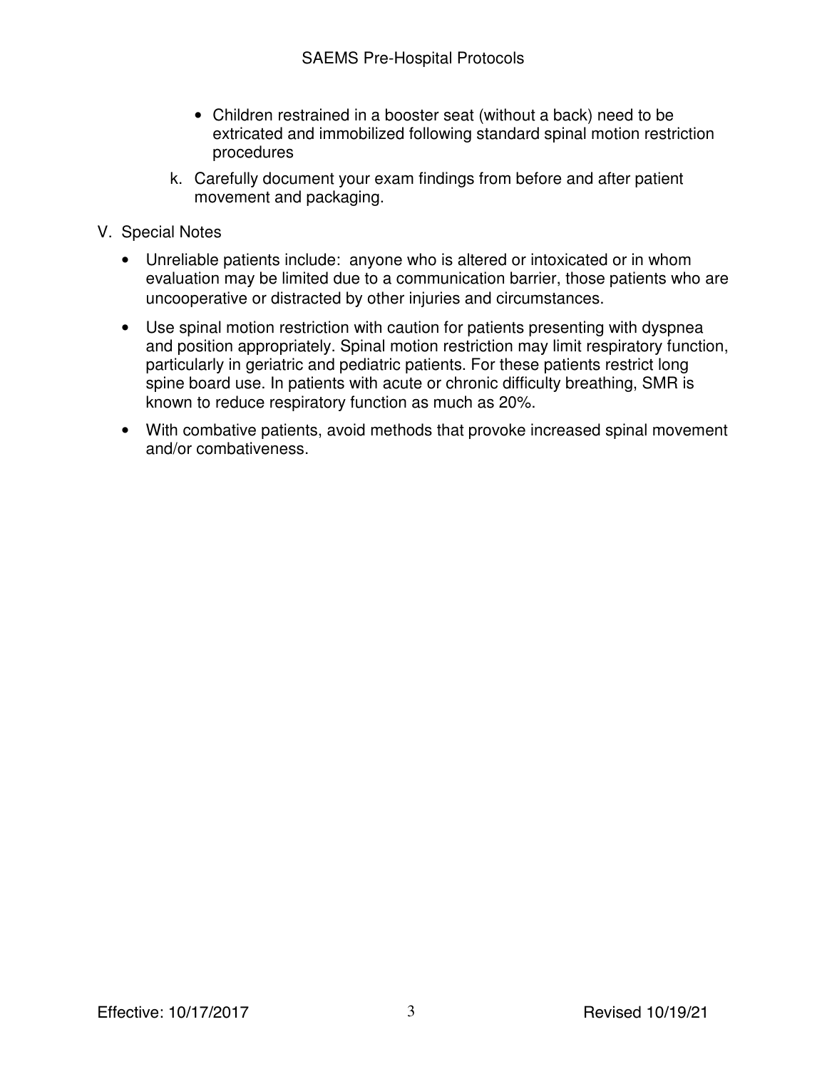- Children restrained in a booster seat (without a back) need to be extricated and immobilized following standard spinal motion restriction procedures

k. Carefully document your exam findings from before and after patient movement and packaging.

V. Special Notes

- Unreliable patients include: anyone who is altered or intoxicated or in whom evaluation may be limited due to a communication barrier, those patients who are uncooperative or distracted by other injuries and circumstances.
- Use spinal motion restriction with caution for patients presenting with dyspnea and position appropriately. Spinal motion restriction may limit respiratory function, particularly in geriatric and pediatric patients. For these patients restrict long spine board use. In patients with acute or chronic difficulty breathing, SMR is known to reduce respiratory function as much as 20%.
- With combative patients, avoid methods that provoke increased spinal movement and/or combativeness.